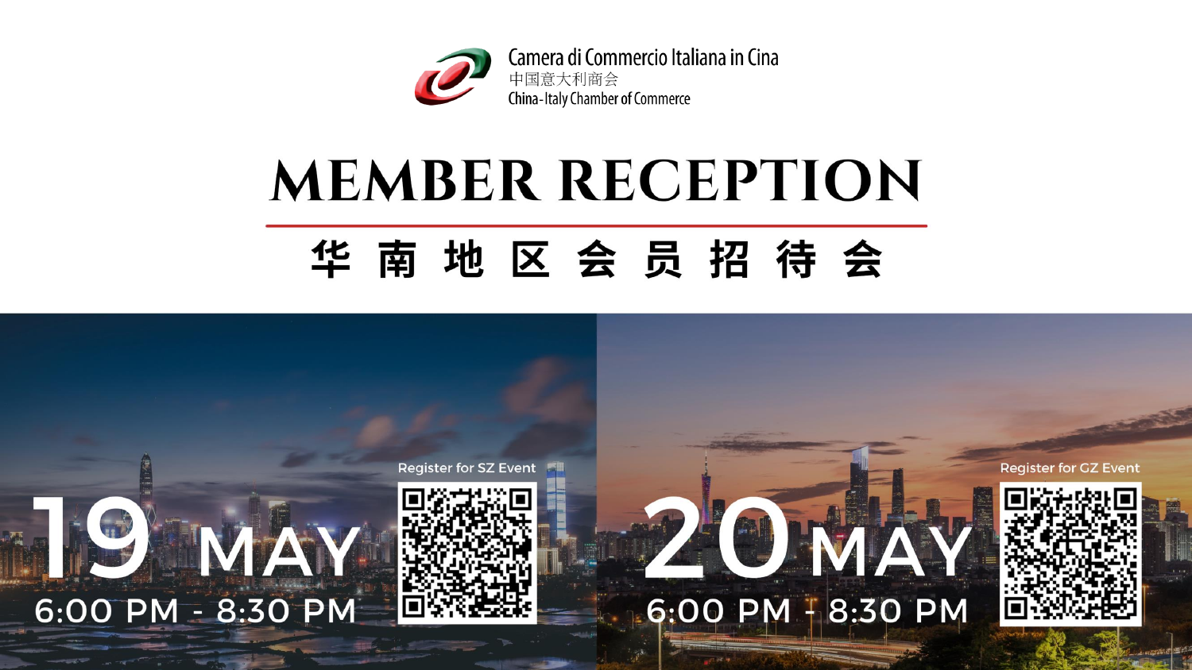Camera di Commercio Italiana in Cina

中国意大利商会

China-Italy Chamber of Commerce

# MEMBER RECEPTION

## 华南地区会员招待会

**19 MAY**

6:00 PM - 8:30 PM

Register for SZ Event

**20 MAY**

6:00 PM - 8:30 PM

Register for GZ Event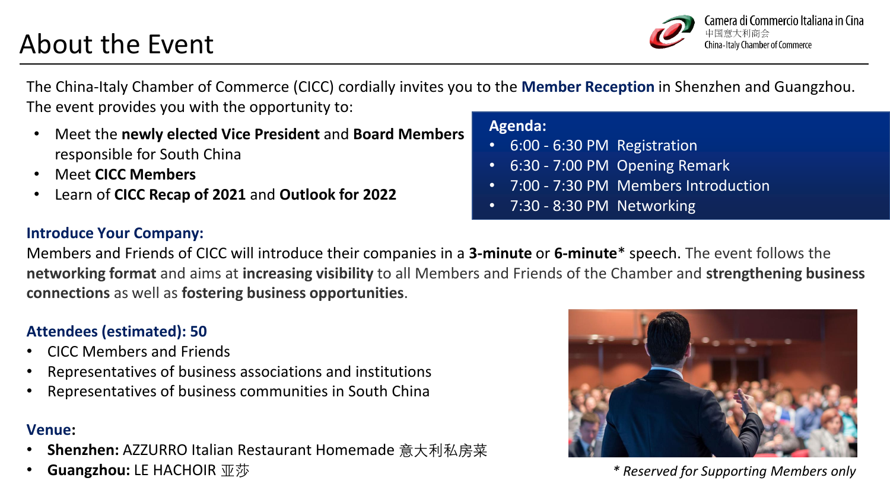# About the Event

The China-Italy Chamber of Commerce (CICC) cordially invites you to the **Member Reception** in Shenzhen and Guangzhou. The event provides you with the opportunity to:

- Meet the **newly elected Vice President** and **Board Members** responsible for South China
- Meet **CICC Members**
- Learn of **CICC Recap of 2021** and **Outlook for 2022**

**Agenda:**

- 6:00 - 6:30 PM Registration
- 6:30 - 7:00 PM Opening Remark
- 7:00 - 7:30 PM Members Introduction
- 7:30 - 8:30 PM Networking

**Introduce Your Company:**

Members and Friends of CICC will introduce their companies in a **3-minute** or **6-minute*** speech. The event follows the **networking format** and aims at **increasing visibility** to all Members and Friends of the Chamber and **strengthening business connections** as well as **fostering business opportunities**.

**Attendees (estimated): 50**

- CICC Members and Friends
- Representatives of business associations and institutions
- Representatives of business communities in South China

**Venue:**

- **Shenzhen:** AZZURRO Italian Restaurant Homemade 意大利私房菜
- **Guangzhou:** LE HACHOIR 亚莎

*\* Reserved for Supporting Members only*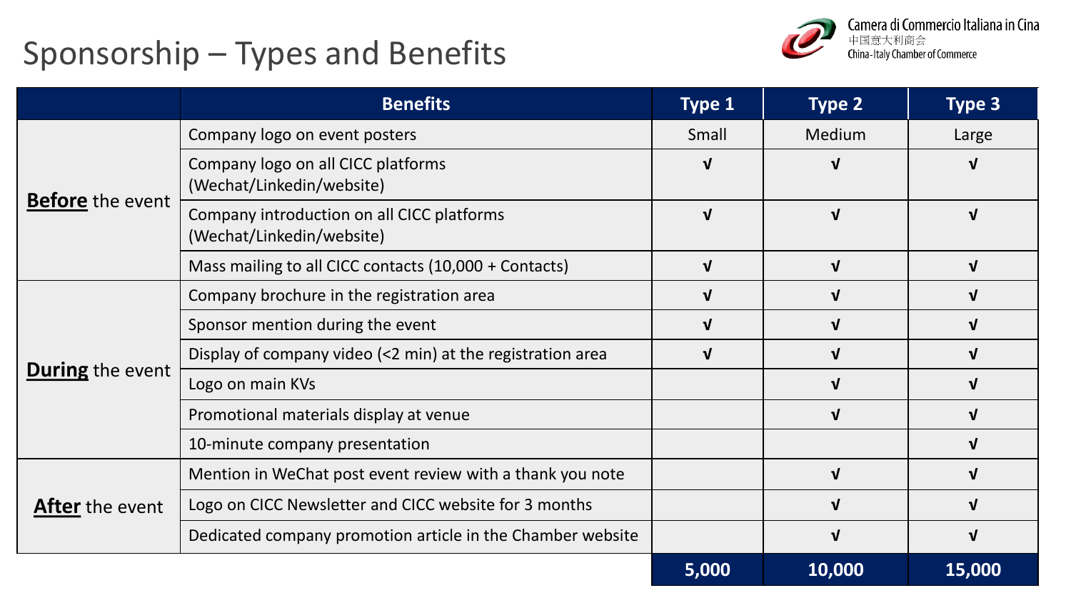# Sponsorship – Types and Benefits

Camera di Commercio Italiana in Cina
中国意大利商会
China-Italy Chamber of Commerce

| | Benefits | Type 1 | Type 2 | Type 3 |
|---|---|---|---|---|
| **Before** the event | Company logo on event posters | Small | Medium | Large |
| | Company logo on all CICC platforms (Wechat/Linkedin/website) | √ | √ | √ |
| | Company introduction on all CICC platforms (Wechat/Linkedin/website) | √ | √ | √ |
| | Mass mailing to all CICC contacts (10,000 + Contacts) | √ | √ | √ |
| **During** the event | Company brochure in the registration area | √ | √ | √ |
| | Sponsor mention during the event | √ | √ | √ |
| | Display of company video (<2 min) at the registration area | √ | √ | √ |
| | Logo on main KVs | | √ | √ |
| | Promotional materials display at venue | | √ | √ |
| | 10-minute company presentation | | | √ |
| **After** the event | Mention in WeChat post event review with a thank you note | | √ | √ |
| | Logo on CICC Newsletter and CICC website for 3 months | | √ | √ |
| | Dedicated company promotion article in the Chamber website | | √ | √ |
| | | **5,000** | **10,000** | **15,000** |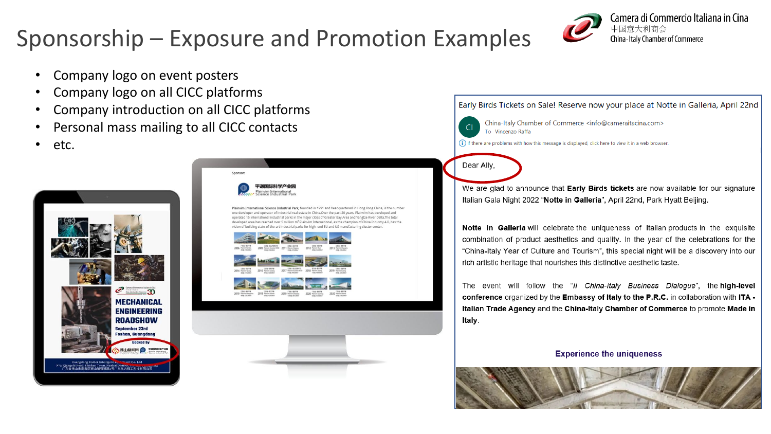# Sponsorship – Exposure and Promotion Examples

- Company logo on event posters
- Company logo on all CICC platforms
- Company introduction on all CICC platforms
- Personal mass mailing to all CICC contacts
- etc.

Early Birds Tickets on Sale! Reserve now your place at Notte in Galleria, April 22nd

China-Italy Chamber of Commerce <info@cameraitacina.com>
To Vincenzo Raffa

If there are problems with how this message is displayed, click here to view it in a web browser.

Dear Ally,

We are glad to announce that **Early Birds tickets** are now available for our signature Italian Gala Night 2022 "**Notte in Galleria**", April 22nd, Park Hyatt Beijing.

**Notte in Galleria** will celebrate the uniqueness of Italian products in the exquisite combination of product aesthetics and quality. In the year of the celebrations for the "China-Italy Year of Culture and Tourism", this special night will be a discovery into our rich artistic heritage that nourishes this distinctive aesthetic taste.

The event will follow the "*Il China-Italy Business Dialogue*", the **high-level conference** organized by the **Embassy of Italy to the P.R.C.** in collaboration with **ITA - Italian Trade Agency** and the **China-Italy Chamber of Commerce** to promote **Made in Italy**.

**Experience the uniqueness**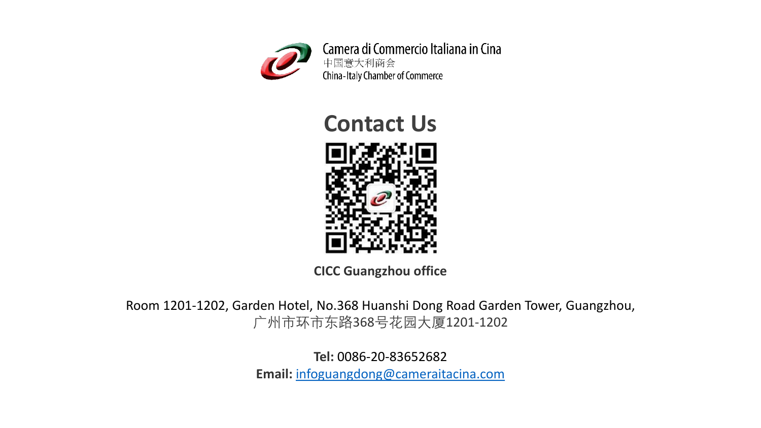Camera di Commercio Italiana in Cina
中国意大利商会
China-Italy Chamber of Commerce

# Contact Us

**CICC Guangzhou office**

Room 1201-1202, Garden Hotel, No.368 Huanshi Dong Road Garden Tower, Guangzhou,
广州市环市东路368号花园大厦1201-1202

**Tel:** 0086-20-83652682
**Email:** infoguangdong@cameraitacina.com